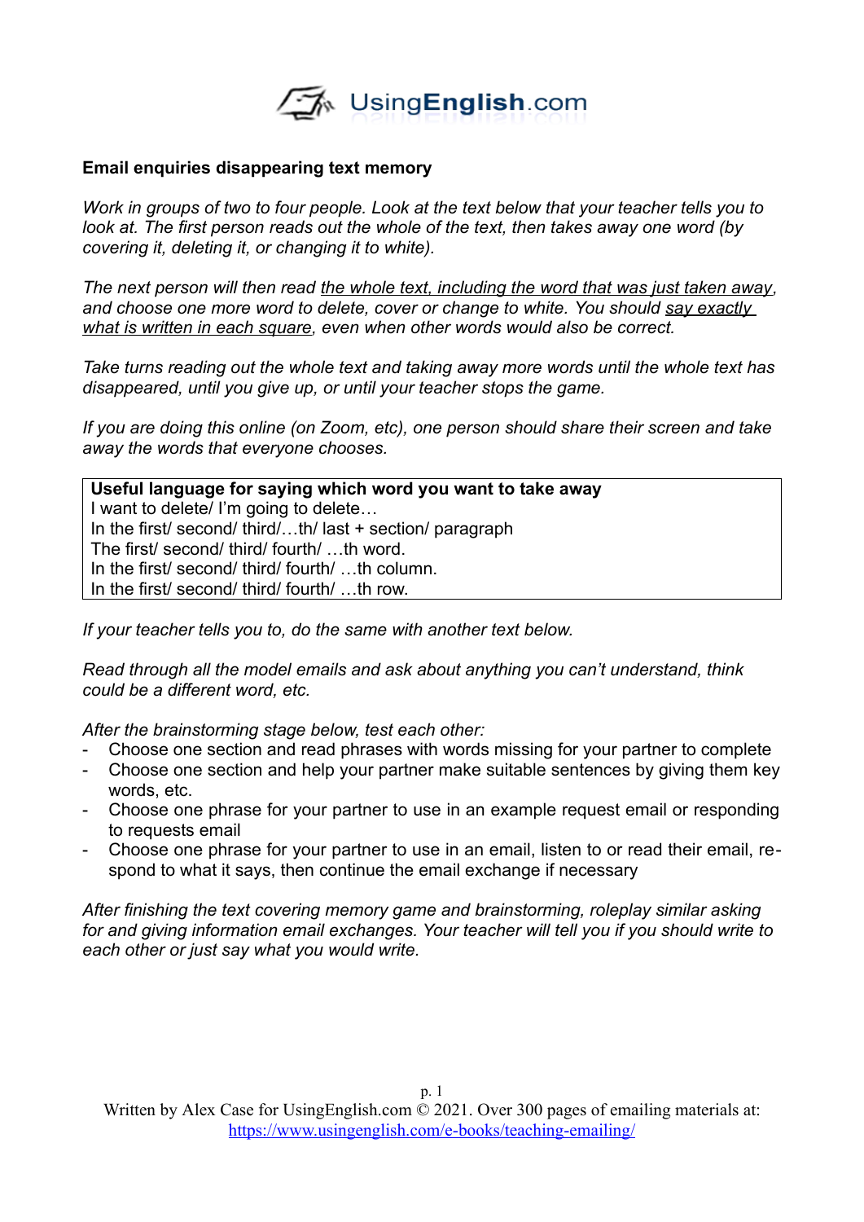**Email enquiries disappearing text memory**

*Work in groups of two to four people. Look at the text below that your teacher tells you to look at. The first person reads out the whole of the text, then takes away one word (by covering it, deleting it, or changing it to white).*

*The next person will then read <u>the whole text, including the word that was just taken away</u>, and choose one more word to delete, cover or change to white. You should <u>say exactly what is written in each square</u>, even when other words would also be correct.*

*Take turns reading out the whole text and taking away more words until the whole text has disappeared, until you give up, or until your teacher stops the game.*

*If you are doing this online (on Zoom, etc), one person should share their screen and take away the words that everyone chooses.*

| |
|---|
| **Useful language for saying which word you want to take away**<br>I want to delete/ I'm going to delete…<br>In the first/ second/ third/…th/ last + section/ paragraph<br>The first/ second/ third/ fourth/ …th word.<br>In the first/ second/ third/ fourth/ …th column.<br>In the first/ second/ third/ fourth/ …th row. |

*If your teacher tells you to, do the same with another text below.*

*Read through all the model emails and ask about anything you can't understand, think could be a different word, etc.*

*After the brainstorming stage below, test each other:*

- Choose one section and read phrases with words missing for your partner to complete
- Choose one section and help your partner make suitable sentences by giving them key words, etc.
- Choose one phrase for your partner to use in an example request email or responding to requests email
- Choose one phrase for your partner to use in an email, listen to or read their email, respond to what it says, then continue the email exchange if necessary

*After finishing the text covering memory game and brainstorming, roleplay similar asking for and giving information email exchanges. Your teacher will tell you if you should write to each other or just say what you would write.*

Written by Alex Case for UsingEnglish.com © 2021. Over 300 pages of emailing materials at: https://www.usingenglish.com/e-books/teaching-emailing/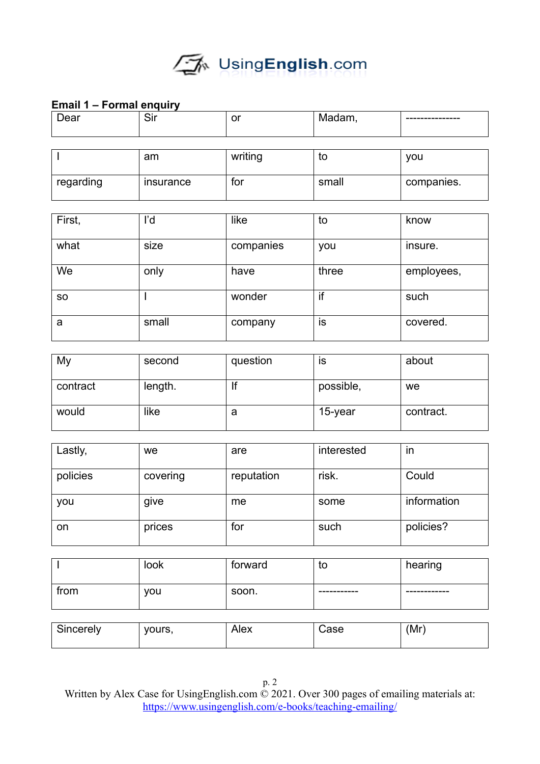**Email 1 – Formal enquiry**

| | | | | |
|---|---|---|---|---|
| Dear | Sir | or | Madam, | --------------- |

| | | | | |
|---|---|---|---|---|
| I | am | writing | to | you |
| regarding | insurance | for | small | companies. |

| | | | | |
|---|---|---|---|---|
| First, | I'd | like | to | know |
| what | size | companies | you | insure. |
| We | only | have | three | employees, |
| so | I | wonder | if | such |
| a | small | company | is | covered. |

| | | | | |
|---|---|---|---|---|
| My | second | question | is | about |
| contract | length. | If | possible, | we |
| would | like | a | 15-year | contract. |

| | | | | |
|---|---|---|---|---|
| Lastly, | we | are | interested | in |
| policies | covering | reputation | risk. | Could |
| you | give | me | some | information |
| on | prices | for | such | policies? |

| | | | | |
|---|---|---|---|---|
| I | look | forward | to | hearing |
| from | you | soon. | ----------- | ------------ |

| | | | | |
|---|---|---|---|---|
| Sincerely | yours, | Alex | Case | (Mr) |

Written by Alex Case for UsingEnglish.com © 2021. Over 300 pages of emailing materials at: https://www.usingenglish.com/e-books/teaching-emailing/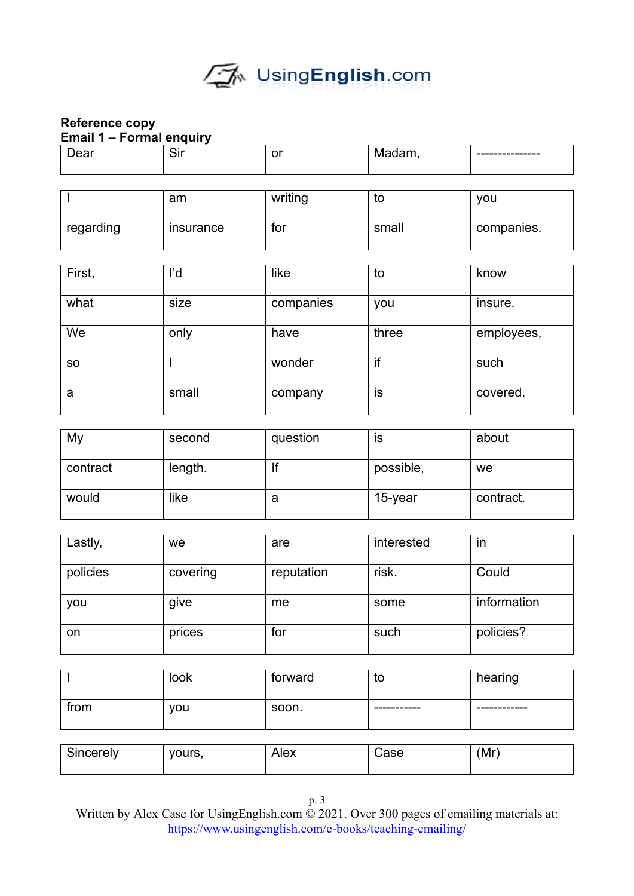**Reference copy**
**Email 1 – Formal enquiry**

| | | | | |
|---|---|---|---|---|
| Dear | Sir | or | Madam, | --------------- |

| | | | | |
|---|---|---|---|---|
| I | am | writing | to | you |
| regarding | insurance | for | small | companies. |

| | | | | |
|---|---|---|---|---|
| First, | I'd | like | to | know |
| what | size | companies | you | insure. |
| We | only | have | three | employees, |
| so | I | wonder | if | such |
| a | small | company | is | covered. |

| | | | | |
|---|---|---|---|---|
| My | second | question | is | about |
| contract | length. | If | possible, | we |
| would | like | a | 15-year | contract. |

| | | | | |
|---|---|---|---|---|
| Lastly, | we | are | interested | in |
| policies | covering | reputation | risk. | Could |
| you | give | me | some | information |
| on | prices | for | such | policies? |

| | | | | |
|---|---|---|---|---|
| I | look | forward | to | hearing |
| from | you | soon. | ----------- | ------------ |

| | | | | |
|---|---|---|---|---|
| Sincerely | yours, | Alex | Case | (Mr) |

Written by Alex Case for UsingEnglish.com © 2021. Over 300 pages of emailing materials at: https://www.usingenglish.com/e-books/teaching-emailing/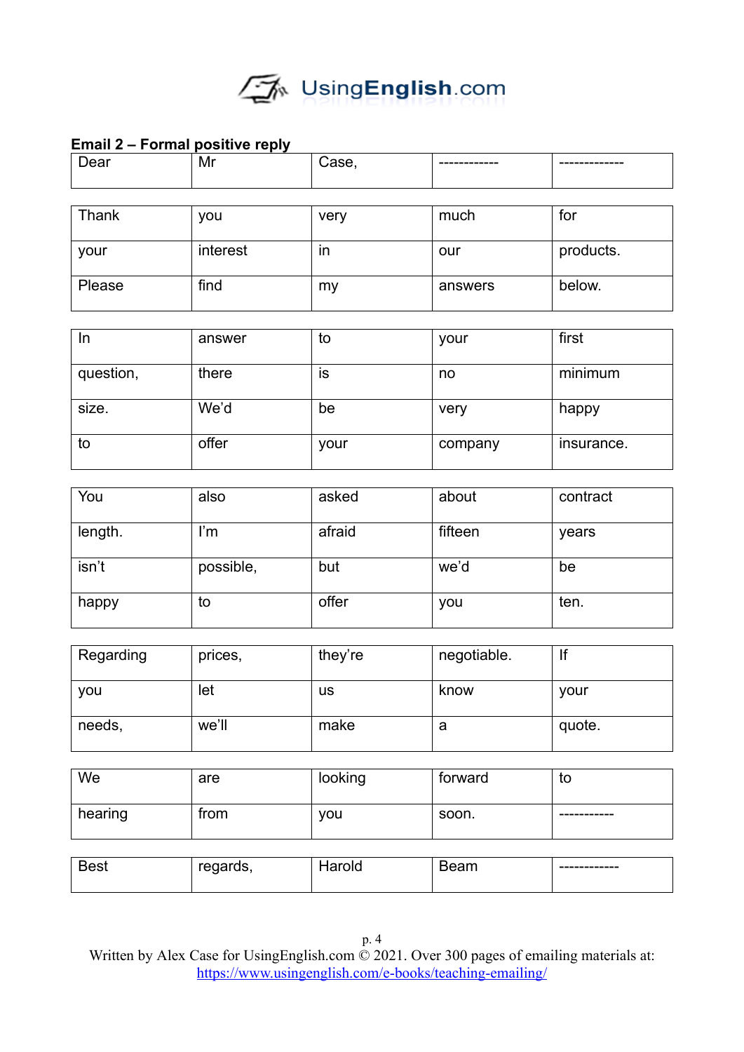**Email 2 – Formal positive reply**

| Dear | Mr | Case, | ------------ | ------------- |
|---|---|---|---|---|

| Thank | you | very | much | for |
|---|---|---|---|---|
| your | interest | in | our | products. |
| Please | find | my | answers | below. |

| In | answer | to | your | first |
|---|---|---|---|---|
| question, | there | is | no | minimum |
| size. | We'd | be | very | happy |
| to | offer | your | company | insurance. |

| You | also | asked | about | contract |
|---|---|---|---|---|
| length. | I'm | afraid | fifteen | years |
| isn't | possible, | but | we'd | be |
| happy | to | offer | you | ten. |

| Regarding | prices, | they're | negotiable. | If |
|---|---|---|---|---|
| you | let | us | know | your |
| needs, | we'll | make | a | quote. |

| We | are | looking | forward | to |
|---|---|---|---|---|
| hearing | from | you | soon. | ----------- |

| Best | regards, | Harold | Beam | ------------ |
|---|---|---|---|---|

Written by Alex Case for UsingEnglish.com © 2021. Over 300 pages of emailing materials at: https://www.usingenglish.com/e-books/teaching-emailing/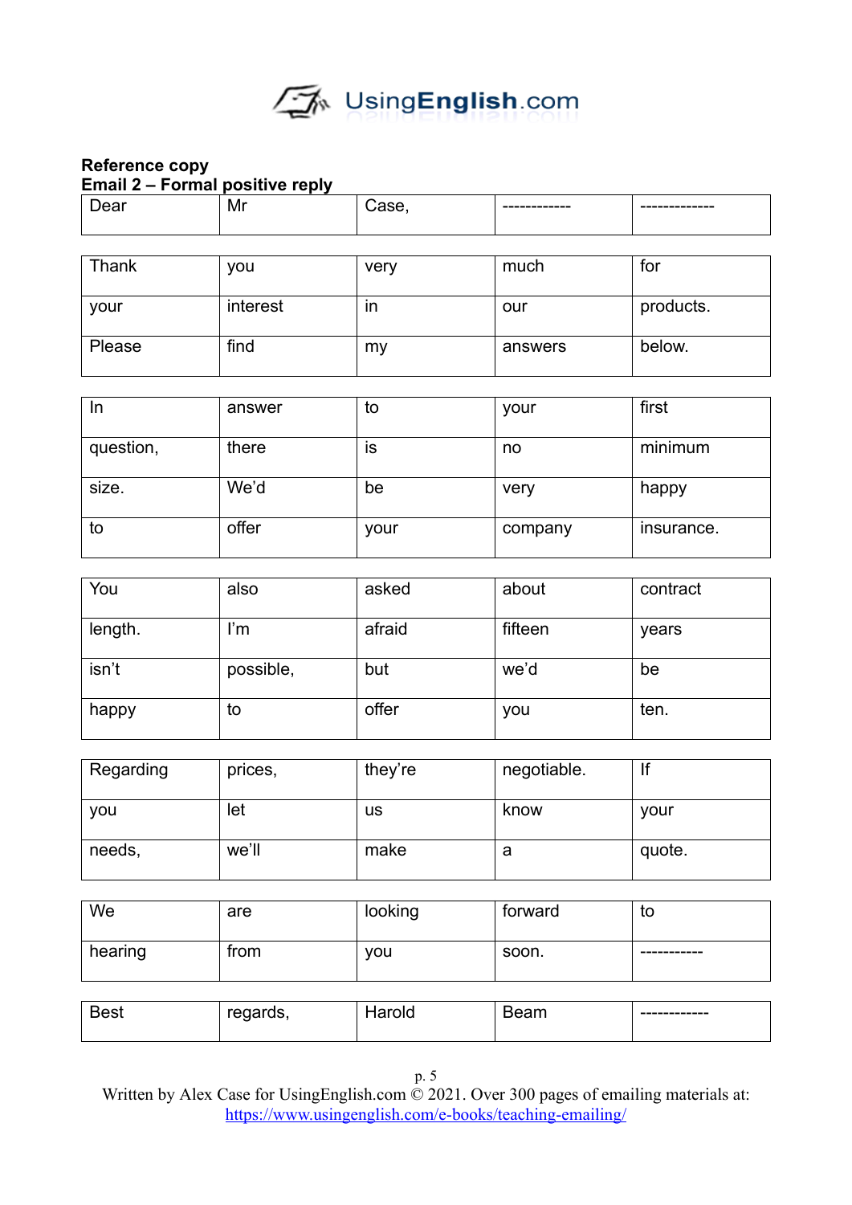**Reference copy**
**Email 2 – Formal positive reply**

| | | | | |
|---|---|---|---|---|
| Dear | Mr | Case, | ------------ | ------------- |

| | | | | |
|---|---|---|---|---|
| Thank | you | very | much | for |
| your | interest | in | our | products. |
| Please | find | my | answers | below. |

| | | | | |
|---|---|---|---|---|
| In | answer | to | your | first |
| question, | there | is | no | minimum |
| size. | We'd | be | very | happy |
| to | offer | your | company | insurance. |

| | | | | |
|---|---|---|---|---|
| You | also | asked | about | contract |
| length. | I'm | afraid | fifteen | years |
| isn't | possible, | but | we'd | be |
| happy | to | offer | you | ten. |

| | | | | |
|---|---|---|---|---|
| Regarding | prices, | they're | negotiable. | If |
| you | let | us | know | your |
| needs, | we'll | make | a | quote. |

| | | | | |
|---|---|---|---|---|
| We | are | looking | forward | to |
| hearing | from | you | soon. | ----------- |

| | | | | |
|---|---|---|---|---|
| Best | regards, | Harold | Beam | ------------ |

Written by Alex Case for UsingEnglish.com © 2021. Over 300 pages of emailing materials at: https://www.usingenglish.com/e-books/teaching-emailing/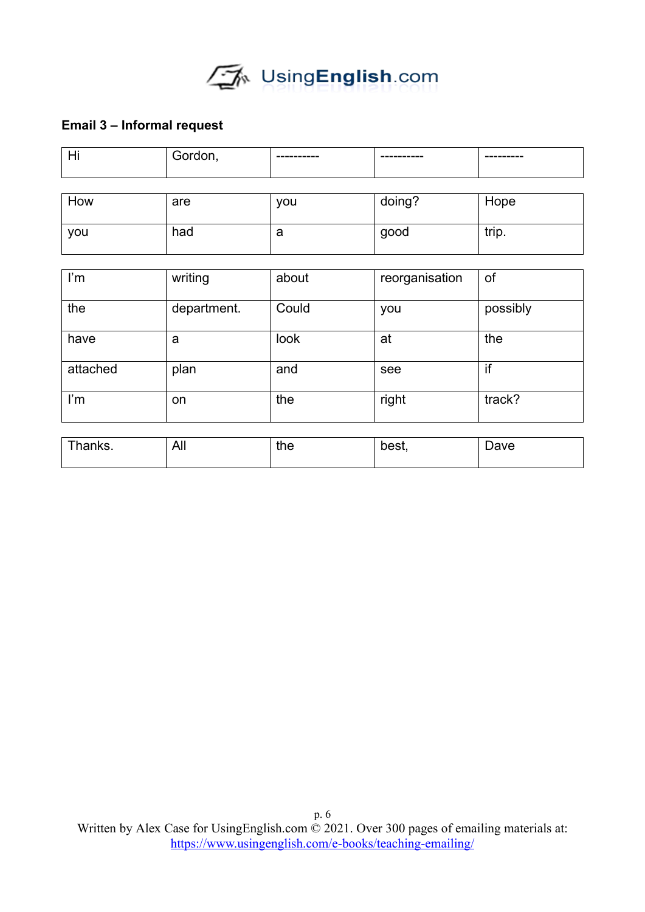**Email 3 – Informal request**

| | | | | |
|---|---|---|---|---|
| Hi | Gordon, | ---------- | ---------- | --------- |

| | | | | |
|---|---|---|---|---|
| How | are | you | doing? | Hope |
| you | had | a | good | trip. |

| | | | | |
|---|---|---|---|---|
| I'm | writing | about | reorganisation | of |
| the | department. | Could | you | possibly |
| have | a | look | at | the |
| attached | plan | and | see | if |
| I'm | on | the | right | track? |

| | | | | |
|---|---|---|---|---|
| Thanks. | All | the | best, | Dave |

Written by Alex Case for UsingEnglish.com © 2021. Over 300 pages of emailing materials at: https://www.usingenglish.com/e-books/teaching-emailing/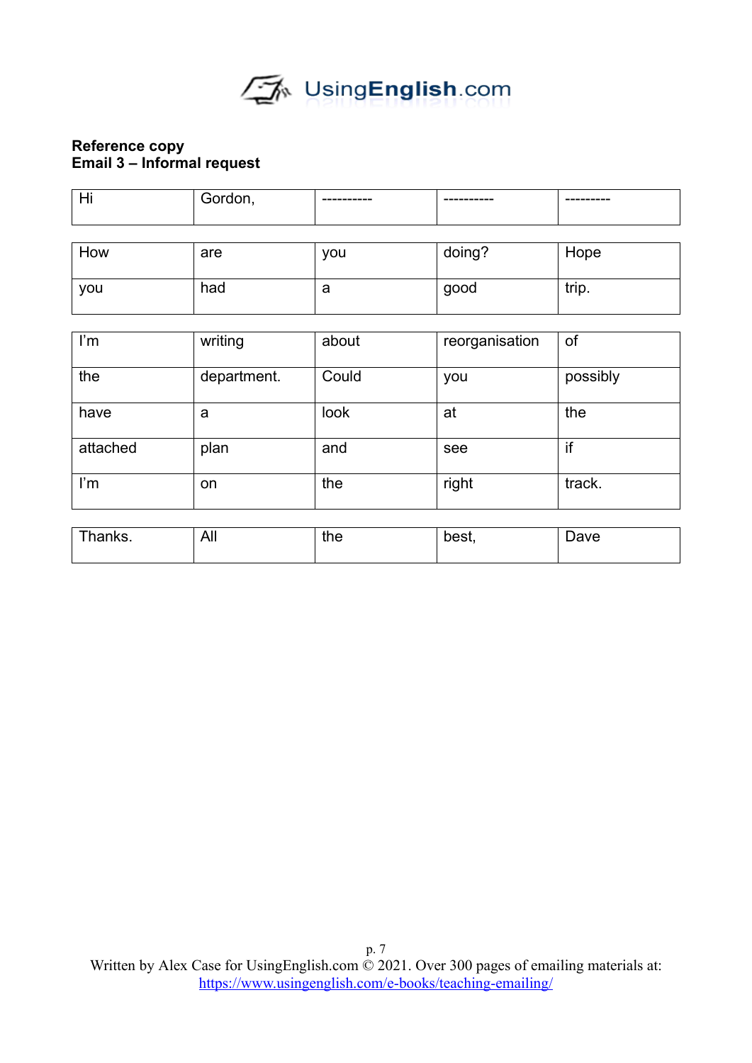**Reference copy**
**Email 3 – Informal request**

| | | | | |
|---|---|---|---|---|
| Hi | Gordon, | ---------- | ---------- | --------- |

| | | | | |
|---|---|---|---|---|
| How | are | you | doing? | Hope |
| you | had | a | good | trip. |

| | | | | |
|---|---|---|---|---|
| I'm | writing | about | reorganisation | of |
| the | department. | Could | you | possibly |
| have | a | look | at | the |
| attached | plan | and | see | if |
| I'm | on | the | right | track. |

| | | | | |
|---|---|---|---|---|
| Thanks. | All | the | best, | Dave |

Written by Alex Case for UsingEnglish.com © 2021. Over 300 pages of emailing materials at: https://www.usingenglish.com/e-books/teaching-emailing/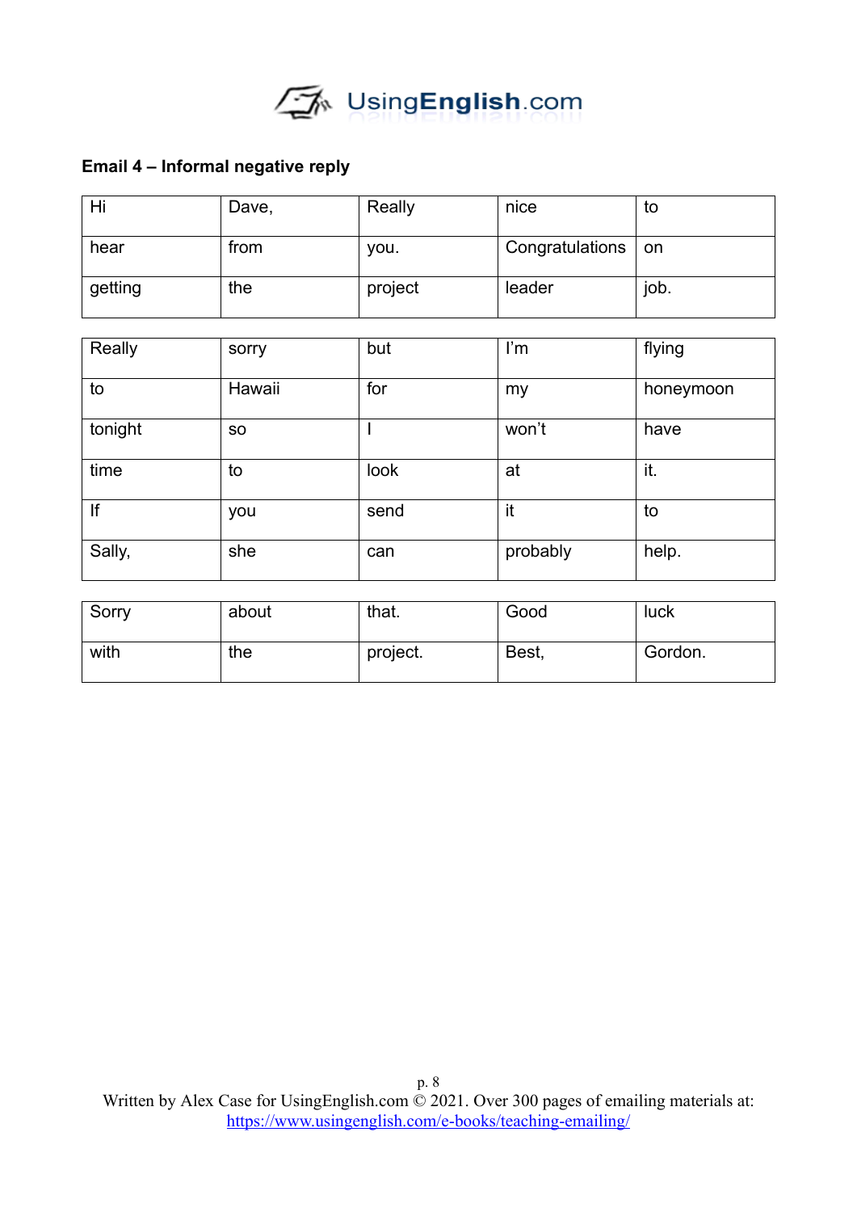### Email 4 – Informal negative reply

| | | | | |
|---|---|---|---|---|
| Hi | Dave, | Really | nice | to |
| hear | from | you. | Congratulations | on |
| getting | the | project | leader | job. |

| | | | | |
|---|---|---|---|---|
| Really | sorry | but | I'm | flying |
| to | Hawaii | for | my | honeymoon |
| tonight | so | I | won't | have |
| time | to | look | at | it. |
| If | you | send | it | to |
| Sally, | she | can | probably | help. |

| | | | | |
|---|---|---|---|---|
| Sorry | about | that. | Good | luck |
| with | the | project. | Best, | Gordon. |

Written by Alex Case for UsingEnglish.com © 2021. Over 300 pages of emailing materials at: https://www.usingenglish.com/e-books/teaching-emailing/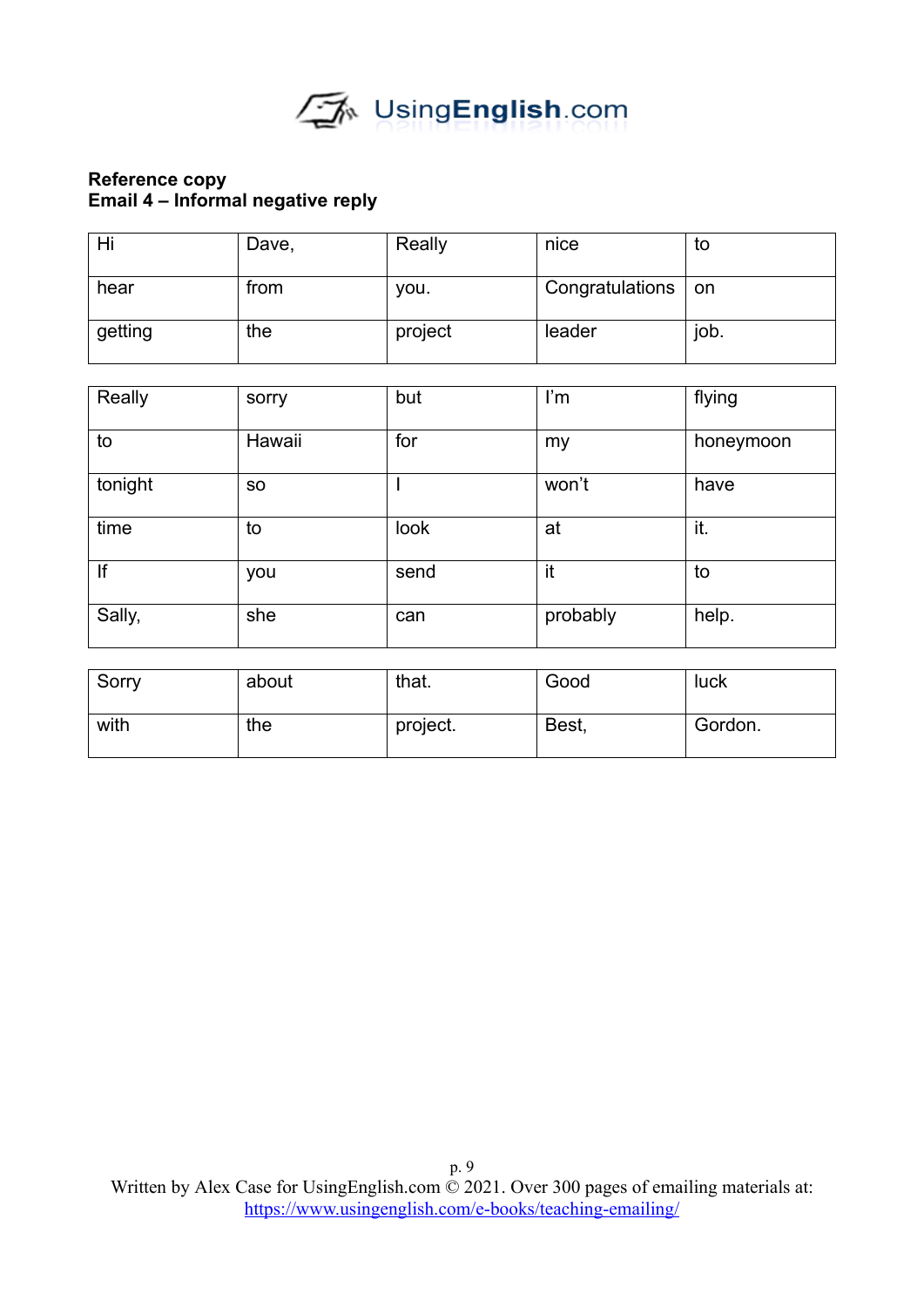**Reference copy**
**Email 4 – Informal negative reply**

| | | | | |
|---|---|---|---|---|
| Hi | Dave, | Really | nice | to |
| hear | from | you. | Congratulations | on |
| getting | the | project | leader | job. |

| | | | | |
|---|---|---|---|---|
| Really | sorry | but | I'm | flying |
| to | Hawaii | for | my | honeymoon |
| tonight | so | I | won't | have |
| time | to | look | at | it. |
| If | you | send | it | to |
| Sally, | she | can | probably | help. |

| | | | | |
|---|---|---|---|---|
| Sorry | about | that. | Good | luck |
| with | the | project. | Best, | Gordon. |

Written by Alex Case for UsingEnglish.com © 2021. Over 300 pages of emailing materials at: https://www.usingenglish.com/e-books/teaching-emailing/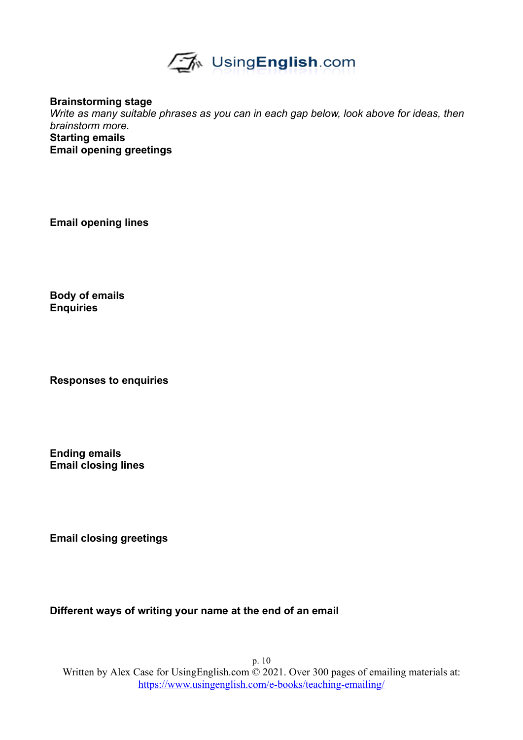**Brainstorming stage**

*Write as many suitable phrases as you can in each gap below, look above for ideas, then brainstorm more.*

**Starting emails**

**Email opening greetings**

**Email opening lines**

**Body of emails**

**Enquiries**

**Responses to enquiries**

**Ending emails**

**Email closing lines**

**Email closing greetings**

**Different ways of writing your name at the end of an email**

Written by Alex Case for UsingEnglish.com © 2021. Over 300 pages of emailing materials at: https://www.usingenglish.com/e-books/teaching-emailing/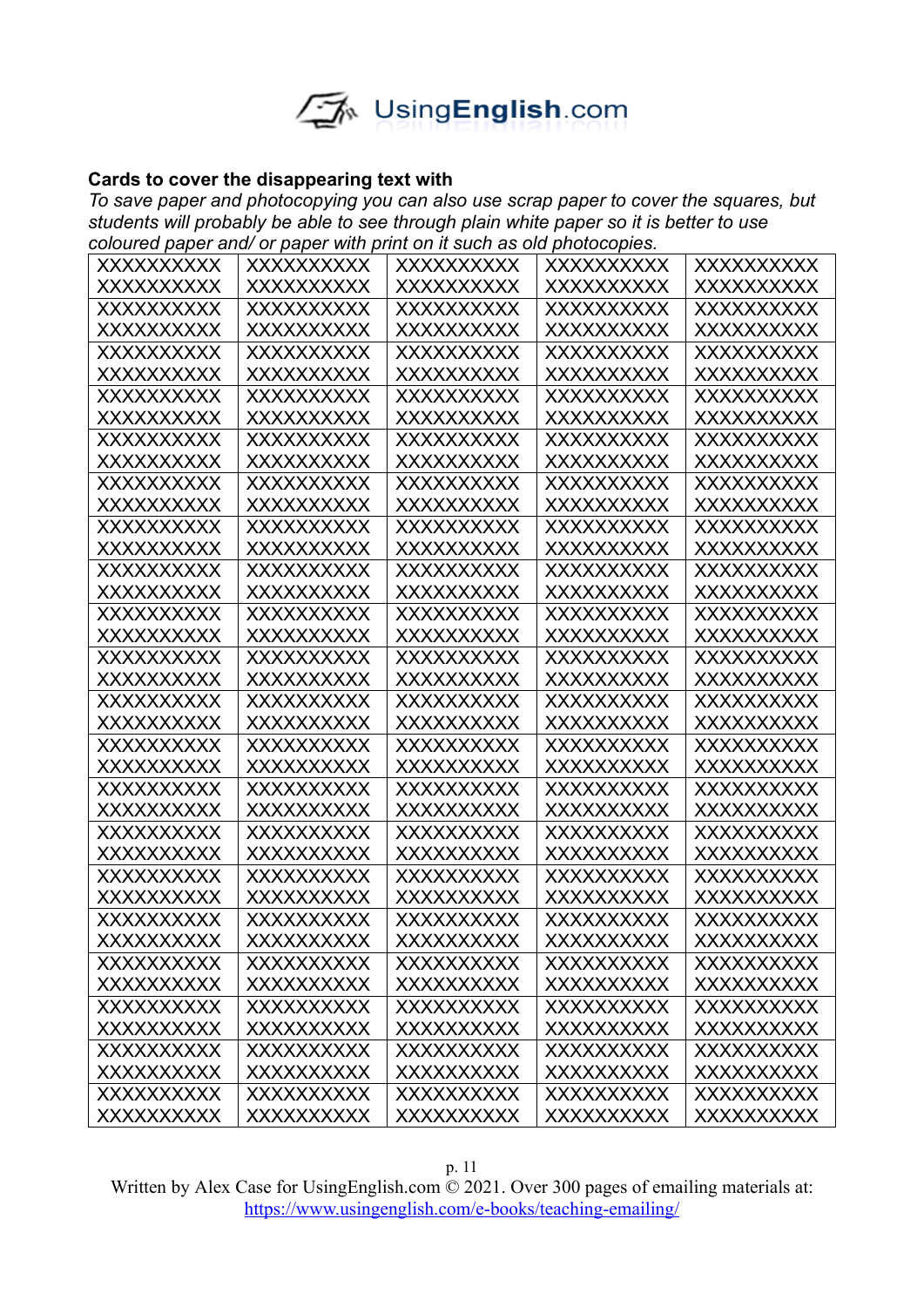**Cards to cover the disappearing text with**

*To save paper and photocopying you can also use scrap paper to cover the squares, but students will probably be able to see through plain white paper so it is better to use coloured paper and/ or paper with print on it such as old photocopies.*

| | | | | |
|---|---|---|---|---|
| XXXXXXXXXX XXXXXXXXXX | XXXXXXXXXX XXXXXXXXXX | XXXXXXXXXX XXXXXXXXXX | XXXXXXXXXX XXXXXXXXXX | XXXXXXXXXX XXXXXXXXXX |
| XXXXXXXXXX XXXXXXXXXX | XXXXXXXXXX XXXXXXXXXX | XXXXXXXXXX XXXXXXXXXX | XXXXXXXXXX XXXXXXXXXX | XXXXXXXXXX XXXXXXXXXX |
| XXXXXXXXXX XXXXXXXXXX | XXXXXXXXXX XXXXXXXXXX | XXXXXXXXXX XXXXXXXXXX | XXXXXXXXXX XXXXXXXXXX | XXXXXXXXXX XXXXXXXXXX |
| XXXXXXXXXX XXXXXXXXXX | XXXXXXXXXX XXXXXXXXXX | XXXXXXXXXX XXXXXXXXXX | XXXXXXXXXX XXXXXXXXXX | XXXXXXXXXX XXXXXXXXXX |
| XXXXXXXXXX XXXXXXXXXX | XXXXXXXXXX XXXXXXXXXX | XXXXXXXXXX XXXXXXXXXX | XXXXXXXXXX XXXXXXXXXX | XXXXXXXXXX XXXXXXXXXX |
| XXXXXXXXXX XXXXXXXXXX | XXXXXXXXXX XXXXXXXXXX | XXXXXXXXXX XXXXXXXXXX | XXXXXXXXXX XXXXXXXXXX | XXXXXXXXXX XXXXXXXXXX |
| XXXXXXXXXX XXXXXXXXXX | XXXXXXXXXX XXXXXXXXXX | XXXXXXXXXX XXXXXXXXXX | XXXXXXXXXX XXXXXXXXXX | XXXXXXXXXX XXXXXXXXXX |
| XXXXXXXXXX XXXXXXXXXX | XXXXXXXXXX XXXXXXXXXX | XXXXXXXXXX XXXXXXXXXX | XXXXXXXXXX XXXXXXXXXX | XXXXXXXXXX XXXXXXXXXX |
| XXXXXXXXXX XXXXXXXXXX | XXXXXXXXXX XXXXXXXXXX | XXXXXXXXXX XXXXXXXXXX | XXXXXXXXXX XXXXXXXXXX | XXXXXXXXXX XXXXXXXXXX |
| XXXXXXXXXX XXXXXXXXXX | XXXXXXXXXX XXXXXXXXXX | XXXXXXXXXX XXXXXXXXXX | XXXXXXXXXX XXXXXXXXXX | XXXXXXXXXX XXXXXXXXXX |
| XXXXXXXXXX XXXXXXXXXX | XXXXXXXXXX XXXXXXXXXX | XXXXXXXXXX XXXXXXXXXX | XXXXXXXXXX XXXXXXXXXX | XXXXXXXXXX XXXXXXXXXX |
| XXXXXXXXXX XXXXXXXXXX | XXXXXXXXXX XXXXXXXXXX | XXXXXXXXXX XXXXXXXXXX | XXXXXXXXXX XXXXXXXXXX | XXXXXXXXXX XXXXXXXXXX |
| XXXXXXXXXX XXXXXXXXXX | XXXXXXXXXX XXXXXXXXXX | XXXXXXXXXX XXXXXXXXXX | XXXXXXXXXX XXXXXXXXXX | XXXXXXXXXX XXXXXXXXXX |
| XXXXXXXXXX XXXXXXXXXX | XXXXXXXXXX XXXXXXXXXX | XXXXXXXXXX XXXXXXXXXX | XXXXXXXXXX XXXXXXXXXX | XXXXXXXXXX XXXXXXXXXX |
| XXXXXXXXXX XXXXXXXXXX | XXXXXXXXXX XXXXXXXXXX | XXXXXXXXXX XXXXXXXXXX | XXXXXXXXXX XXXXXXXXXX | XXXXXXXXXX XXXXXXXXXX |
| XXXXXXXXXX XXXXXXXXXX | XXXXXXXXXX XXXXXXXXXX | XXXXXXXXXX XXXXXXXXXX | XXXXXXXXXX XXXXXXXXXX | XXXXXXXXXX XXXXXXXXXX |
| XXXXXXXXXX XXXXXXXXXX | XXXXXXXXXX XXXXXXXXXX | XXXXXXXXXX XXXXXXXXXX | XXXXXXXXXX XXXXXXXXXX | XXXXXXXXXX XXXXXXXXXX |
| XXXXXXXXXX XXXXXXXXXX | XXXXXXXXXX XXXXXXXXXX | XXXXXXXXXX XXXXXXXXXX | XXXXXXXXXX XXXXXXXXXX | XXXXXXXXXX XXXXXXXXXX |
| XXXXXXXXXX XXXXXXXXXX | XXXXXXXXXX XXXXXXXXXX | XXXXXXXXXX XXXXXXXXXX | XXXXXXXXXX XXXXXXXXXX | XXXXXXXXXX XXXXXXXXXX |
| XXXXXXXXXX XXXXXXXXXX | XXXXXXXXXX XXXXXXXXXX | XXXXXXXXXX XXXXXXXXXX | XXXXXXXXXX XXXXXXXXXX | XXXXXXXXXX XXXXXXXXXX |